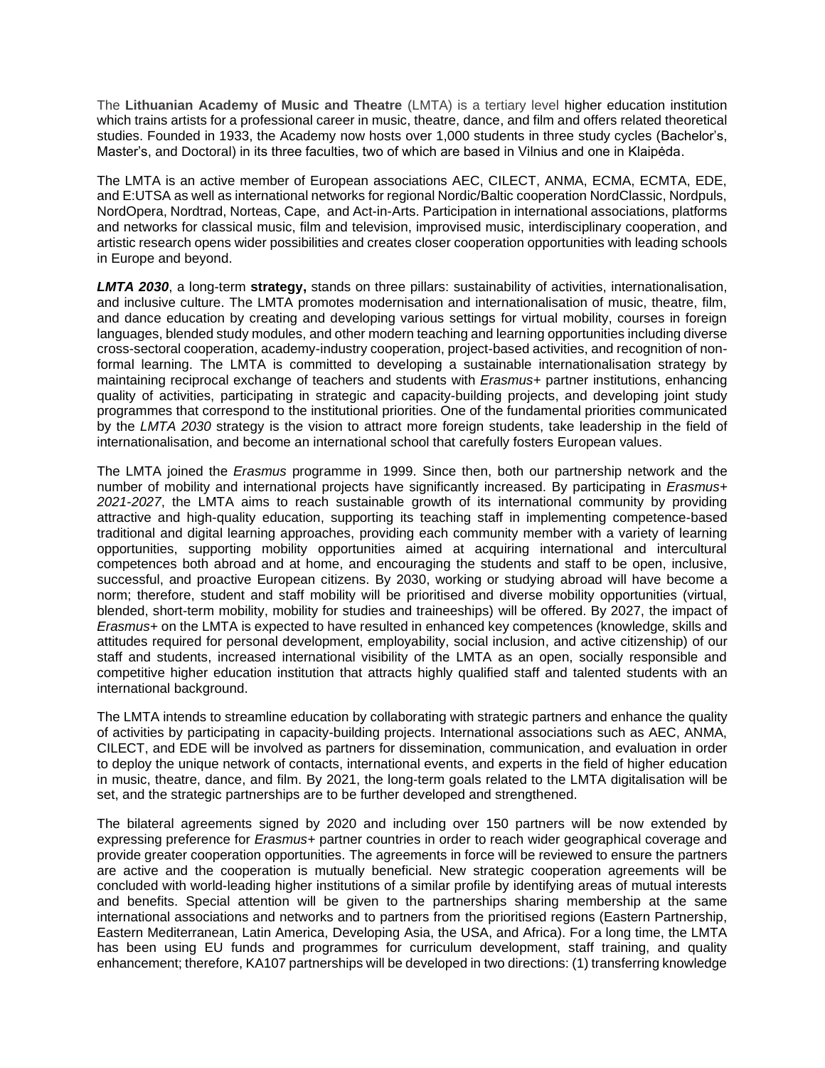The **Lithuanian Academy of Music and Theatre** (LMTA) is a tertiary level higher education institution which trains artists for a professional career in music, theatre, dance, and film and offers related theoretical studies. Founded in 1933, the Academy now hosts over 1,000 students in three study cycles (Bachelor's, Master's, and Doctoral) in its three faculties, two of which are based in Vilnius and one in Klaipėda.

The LMTA is an active member of European associations AEC, CILECT, ANMA, ECMA, ECMTA, EDE, and E:UTSA as well as international networks for regional Nordic/Baltic cooperation NordClassic, Nordpuls, NordOpera, Nordtrad, Norteas, Cape, and Act-in-Arts. Participation in international associations, platforms and networks for classical music, film and television, improvised music, interdisciplinary cooperation, and artistic research opens wider possibilities and creates closer cooperation opportunities with leading schools in Europe and beyond.

***LMTA 2030***, a long-term **strategy,** stands on three pillars: sustainability of activities, internationalisation, and inclusive culture. The LMTA promotes modernisation and internationalisation of music, theatre, film, and dance education by creating and developing various settings for virtual mobility, courses in foreign languages, blended study modules, and other modern teaching and learning opportunities including diverse cross-sectoral cooperation, academy-industry cooperation, project-based activities, and recognition of non-formal learning. The LMTA is committed to developing a sustainable internationalisation strategy by maintaining reciprocal exchange of teachers and students with *Erasmus+* partner institutions, enhancing quality of activities, participating in strategic and capacity-building projects, and developing joint study programmes that correspond to the institutional priorities. One of the fundamental priorities communicated by the *LMTA 2030* strategy is the vision to attract more foreign students, take leadership in the field of internationalisation, and become an international school that carefully fosters European values.

The LMTA joined the *Erasmus* programme in 1999. Since then, both our partnership network and the number of mobility and international projects have significantly increased. By participating in *Erasmus+ 2021-2027*, the LMTA aims to reach sustainable growth of its international community by providing attractive and high-quality education, supporting its teaching staff in implementing competence-based traditional and digital learning approaches, providing each community member with a variety of learning opportunities, supporting mobility opportunities aimed at acquiring international and intercultural competences both abroad and at home, and encouraging the students and staff to be open, inclusive, successful, and proactive European citizens. By 2030, working or studying abroad will have become a norm; therefore, student and staff mobility will be prioritised and diverse mobility opportunities (virtual, blended, short-term mobility, mobility for studies and traineeships) will be offered. By 2027, the impact of *Erasmus+* on the LMTA is expected to have resulted in enhanced key competences (knowledge, skills and attitudes required for personal development, employability, social inclusion, and active citizenship) of our staff and students, increased international visibility of the LMTA as an open, socially responsible and competitive higher education institution that attracts highly qualified staff and talented students with an international background.

The LMTA intends to streamline education by collaborating with strategic partners and enhance the quality of activities by participating in capacity-building projects. International associations such as AEC, ANMA, CILECT, and EDE will be involved as partners for dissemination, communication, and evaluation in order to deploy the unique network of contacts, international events, and experts in the field of higher education in music, theatre, dance, and film. By 2021, the long-term goals related to the LMTA digitalisation will be set, and the strategic partnerships are to be further developed and strengthened.

The bilateral agreements signed by 2020 and including over 150 partners will be now extended by expressing preference for *Erasmus+* partner countries in order to reach wider geographical coverage and provide greater cooperation opportunities. The agreements in force will be reviewed to ensure the partners are active and the cooperation is mutually beneficial. New strategic cooperation agreements will be concluded with world-leading higher institutions of a similar profile by identifying areas of mutual interests and benefits. Special attention will be given to the partnerships sharing membership at the same international associations and networks and to partners from the prioritised regions (Eastern Partnership, Eastern Mediterranean, Latin America, Developing Asia, the USA, and Africa). For a long time, the LMTA has been using EU funds and programmes for curriculum development, staff training, and quality enhancement; therefore, KA107 partnerships will be developed in two directions: (1) transferring knowledge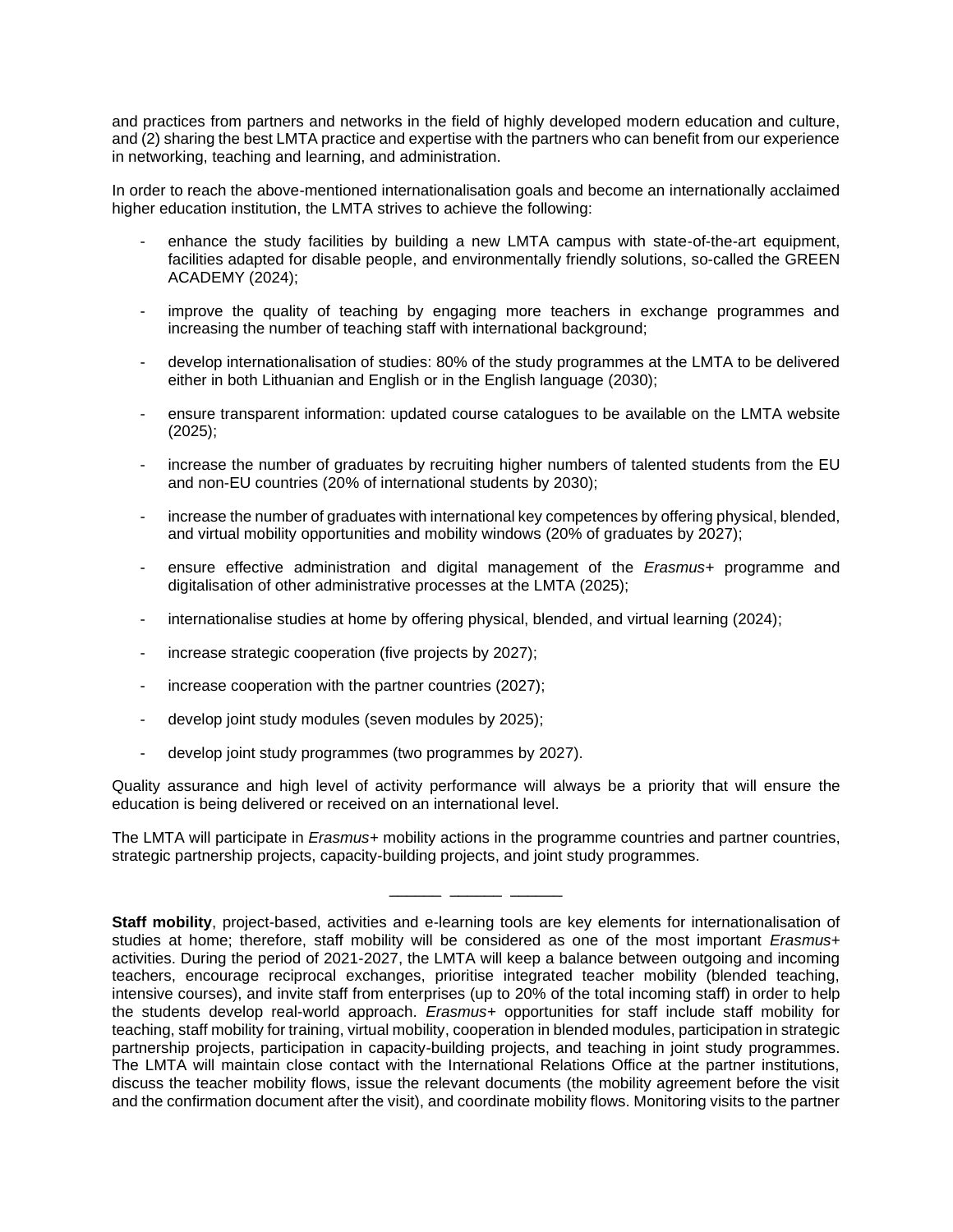and practices from partners and networks in the field of highly developed modern education and culture, and (2) sharing the best LMTA practice and expertise with the partners who can benefit from our experience in networking, teaching and learning, and administration.

In order to reach the above-mentioned internationalisation goals and become an internationally acclaimed higher education institution, the LMTA strives to achieve the following:

- enhance the study facilities by building a new LMTA campus with state-of-the-art equipment, facilities adapted for disable people, and environmentally friendly solutions, so-called the GREEN ACADEMY (2024);
- improve the quality of teaching by engaging more teachers in exchange programmes and increasing the number of teaching staff with international background;
- develop internationalisation of studies: 80% of the study programmes at the LMTA to be delivered either in both Lithuanian and English or in the English language (2030);
- ensure transparent information: updated course catalogues to be available on the LMTA website (2025);
- increase the number of graduates by recruiting higher numbers of talented students from the EU and non-EU countries (20% of international students by 2030);
- increase the number of graduates with international key competences by offering physical, blended, and virtual mobility opportunities and mobility windows (20% of graduates by 2027);
- ensure effective administration and digital management of the *Erasmus+* programme and digitalisation of other administrative processes at the LMTA (2025);
- internationalise studies at home by offering physical, blended, and virtual learning (2024);
- increase strategic cooperation (five projects by 2027);
- increase cooperation with the partner countries (2027);
- develop joint study modules (seven modules by 2025);
- develop joint study programmes (two programmes by 2027).

Quality assurance and high level of activity performance will always be a priority that will ensure the education is being delivered or received on an international level.

The LMTA will participate in *Erasmus+* mobility actions in the programme countries and partner countries, strategic partnership projects, capacity-building projects, and joint study programmes.

\_\_\_\_\_\_ \_\_\_\_\_\_ \_\_\_\_\_\_

**Staff mobility**, project-based, activities and e-learning tools are key elements for internationalisation of studies at home; therefore, staff mobility will be considered as one of the most important *Erasmus+* activities. During the period of 2021-2027, the LMTA will keep a balance between outgoing and incoming teachers, encourage reciprocal exchanges, prioritise integrated teacher mobility (blended teaching, intensive courses), and invite staff from enterprises (up to 20% of the total incoming staff) in order to help the students develop real-world approach. *Erasmus+* opportunities for staff include staff mobility for teaching, staff mobility for training, virtual mobility, cooperation in blended modules, participation in strategic partnership projects, participation in capacity-building projects, and teaching in joint study programmes. The LMTA will maintain close contact with the International Relations Office at the partner institutions, discuss the teacher mobility flows, issue the relevant documents (the mobility agreement before the visit and the confirmation document after the visit), and coordinate mobility flows. Monitoring visits to the partner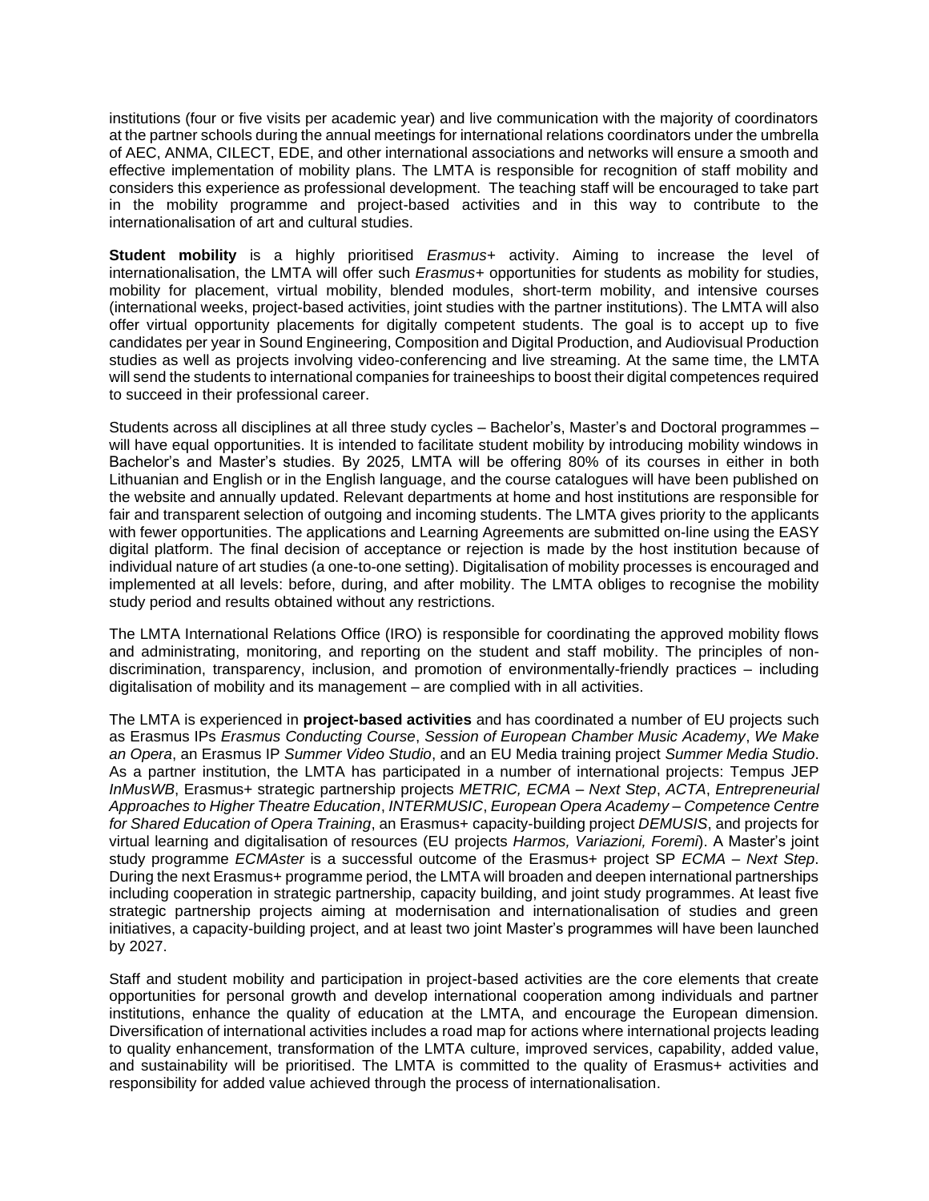institutions (four or five visits per academic year) and live communication with the majority of coordinators at the partner schools during the annual meetings for international relations coordinators under the umbrella of AEC, ANMA, CILECT, EDE, and other international associations and networks will ensure a smooth and effective implementation of mobility plans. The LMTA is responsible for recognition of staff mobility and considers this experience as professional development. The teaching staff will be encouraged to take part in the mobility programme and project-based activities and in this way to contribute to the internationalisation of art and cultural studies.

**Student mobility** is a highly prioritised *Erasmus+* activity. Aiming to increase the level of internationalisation, the LMTA will offer such *Erasmus+* opportunities for students as mobility for studies, mobility for placement, virtual mobility, blended modules, short-term mobility, and intensive courses (international weeks, project-based activities, joint studies with the partner institutions). The LMTA will also offer virtual opportunity placements for digitally competent students. The goal is to accept up to five candidates per year in Sound Engineering, Composition and Digital Production, and Audiovisual Production studies as well as projects involving video-conferencing and live streaming. At the same time, the LMTA will send the students to international companies for traineeships to boost their digital competences required to succeed in their professional career.

Students across all disciplines at all three study cycles – Bachelor's, Master's and Doctoral programmes – will have equal opportunities. It is intended to facilitate student mobility by introducing mobility windows in Bachelor's and Master's studies. By 2025, LMTA will be offering 80% of its courses in either in both Lithuanian and English or in the English language, and the course catalogues will have been published on the website and annually updated. Relevant departments at home and host institutions are responsible for fair and transparent selection of outgoing and incoming students. The LMTA gives priority to the applicants with fewer opportunities. The applications and Learning Agreements are submitted on-line using the EASY digital platform. The final decision of acceptance or rejection is made by the host institution because of individual nature of art studies (a one-to-one setting). Digitalisation of mobility processes is encouraged and implemented at all levels: before, during, and after mobility. The LMTA obliges to recognise the mobility study period and results obtained without any restrictions.

The LMTA International Relations Office (IRO) is responsible for coordinating the approved mobility flows and administrating, monitoring, and reporting on the student and staff mobility. The principles of non-discrimination, transparency, inclusion, and promotion of environmentally-friendly practices – including digitalisation of mobility and its management – are complied with in all activities.

The LMTA is experienced in **project-based activities** and has coordinated a number of EU projects such as Erasmus IPs *Erasmus Conducting Course*, *Session of European Chamber Music Academy*, *We Make an Opera*, an Erasmus IP *Summer Video Studio*, and an EU Media training project *Summer Media Studio*. As a partner institution, the LMTA has participated in a number of international projects: Tempus JEP *InMusWB*, Erasmus+ strategic partnership projects *METRIC, ECMA – Next Step*, *ACTA*, *Entrepreneurial Approaches to Higher Theatre Education*, *INTERMUSIC*, *European Opera Academy – Competence Centre for Shared Education of Opera Training*, an Erasmus+ capacity-building project *DEMUSIS*, and projects for virtual learning and digitalisation of resources (EU projects *Harmos, Variazioni, Foremi*). A Master's joint study programme *ECMAster* is a successful outcome of the Erasmus+ project SP *ECMA – Next Step*. During the next Erasmus+ programme period, the LMTA will broaden and deepen international partnerships including cooperation in strategic partnership, capacity building, and joint study programmes. At least five strategic partnership projects aiming at modernisation and internationalisation of studies and green initiatives, a capacity-building project, and at least two joint Master's programmes will have been launched by 2027.

Staff and student mobility and participation in project-based activities are the core elements that create opportunities for personal growth and develop international cooperation among individuals and partner institutions, enhance the quality of education at the LMTA, and encourage the European dimension. Diversification of international activities includes a road map for actions where international projects leading to quality enhancement, transformation of the LMTA culture, improved services, capability, added value, and sustainability will be prioritised. The LMTA is committed to the quality of Erasmus+ activities and responsibility for added value achieved through the process of internationalisation.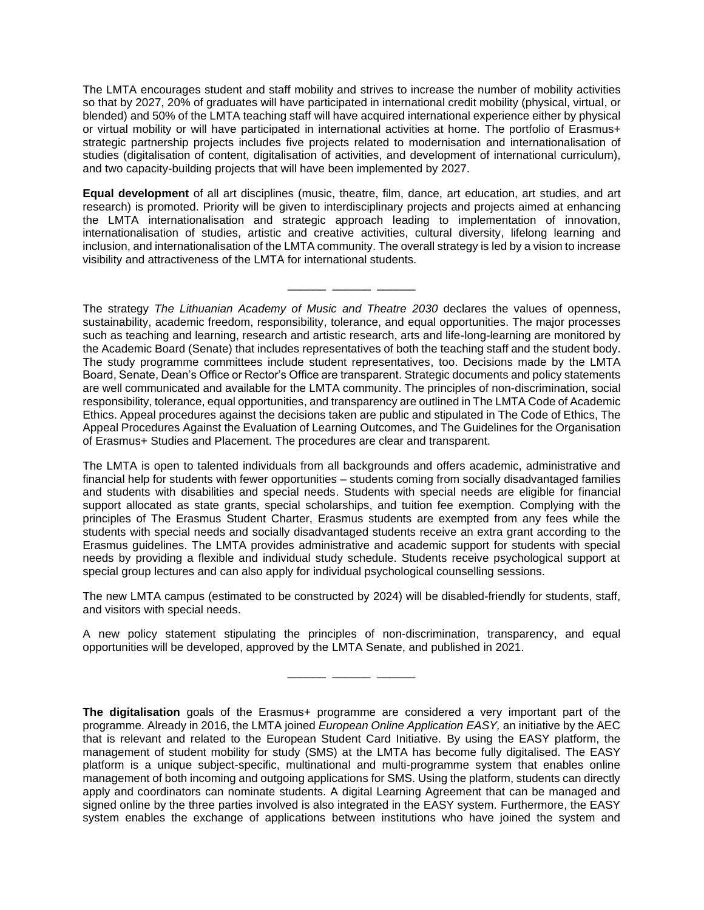The LMTA encourages student and staff mobility and strives to increase the number of mobility activities so that by 2027, 20% of graduates will have participated in international credit mobility (physical, virtual, or blended) and 50% of the LMTA teaching staff will have acquired international experience either by physical or virtual mobility or will have participated in international activities at home. The portfolio of Erasmus+ strategic partnership projects includes five projects related to modernisation and internationalisation of studies (digitalisation of content, digitalisation of activities, and development of international curriculum), and two capacity-building projects that will have been implemented by 2027.

**Equal development** of all art disciplines (music, theatre, film, dance, art education, art studies, and art research) is promoted. Priority will be given to interdisciplinary projects and projects aimed at enhancing the LMTA internationalisation and strategic approach leading to implementation of innovation, internationalisation of studies, artistic and creative activities, cultural diversity, lifelong learning and inclusion, and internationalisation of the LMTA community. The overall strategy is led by a vision to increase visibility and attractiveness of the LMTA for international students.

______ ______ ______

The strategy *The Lithuanian Academy of Music and Theatre 2030* declares the values of openness, sustainability, academic freedom, responsibility, tolerance, and equal opportunities. The major processes such as teaching and learning, research and artistic research, arts and life-long-learning are monitored by the Academic Board (Senate) that includes representatives of both the teaching staff and the student body. The study programme committees include student representatives, too. Decisions made by the LMTA Board, Senate, Dean's Office or Rector's Office are transparent. Strategic documents and policy statements are well communicated and available for the LMTA community. The principles of non-discrimination, social responsibility, tolerance, equal opportunities, and transparency are outlined in The LMTA Code of Academic Ethics. Appeal procedures against the decisions taken are public and stipulated in The Code of Ethics, The Appeal Procedures Against the Evaluation of Learning Outcomes, and The Guidelines for the Organisation of Erasmus+ Studies and Placement. The procedures are clear and transparent.

The LMTA is open to talented individuals from all backgrounds and offers academic, administrative and financial help for students with fewer opportunities – students coming from socially disadvantaged families and students with disabilities and special needs. Students with special needs are eligible for financial support allocated as state grants, special scholarships, and tuition fee exemption. Complying with the principles of The Erasmus Student Charter, Erasmus students are exempted from any fees while the students with special needs and socially disadvantaged students receive an extra grant according to the Erasmus guidelines. The LMTA provides administrative and academic support for students with special needs by providing a flexible and individual study schedule. Students receive psychological support at special group lectures and can also apply for individual psychological counselling sessions.

The new LMTA campus (estimated to be constructed by 2024) will be disabled-friendly for students, staff, and visitors with special needs.

A new policy statement stipulating the principles of non-discrimination, transparency, and equal opportunities will be developed, approved by the LMTA Senate, and published in 2021.

______ ______ ______

**The digitalisation** goals of the Erasmus+ programme are considered a very important part of the programme. Already in 2016, the LMTA joined *European Online Application EASY,* an initiative by the AEC that is relevant and related to the European Student Card Initiative. By using the EASY platform, the management of student mobility for study (SMS) at the LMTA has become fully digitalised. The EASY platform is a unique subject-specific, multinational and multi-programme system that enables online management of both incoming and outgoing applications for SMS. Using the platform, students can directly apply and coordinators can nominate students. A digital Learning Agreement that can be managed and signed online by the three parties involved is also integrated in the EASY system. Furthermore, the EASY system enables the exchange of applications between institutions who have joined the system and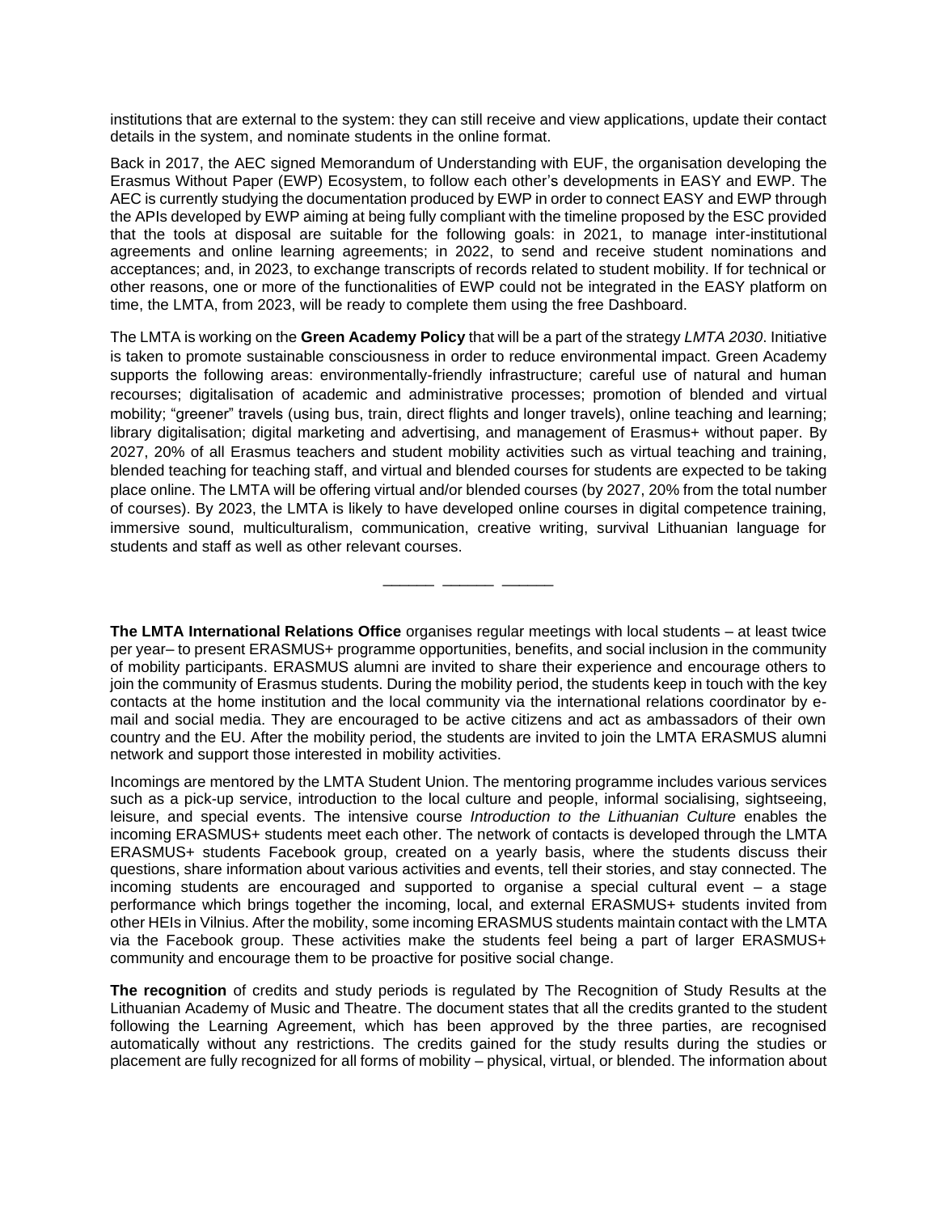institutions that are external to the system: they can still receive and view applications, update their contact details in the system, and nominate students in the online format.

Back in 2017, the AEC signed Memorandum of Understanding with EUF, the organisation developing the Erasmus Without Paper (EWP) Ecosystem, to follow each other's developments in EASY and EWP. The AEC is currently studying the documentation produced by EWP in order to connect EASY and EWP through the APIs developed by EWP aiming at being fully compliant with the timeline proposed by the ESC provided that the tools at disposal are suitable for the following goals: in 2021, to manage inter-institutional agreements and online learning agreements; in 2022, to send and receive student nominations and acceptances; and, in 2023, to exchange transcripts of records related to student mobility. If for technical or other reasons, one or more of the functionalities of EWP could not be integrated in the EASY platform on time, the LMTA, from 2023, will be ready to complete them using the free Dashboard.

The LMTA is working on the **Green Academy Policy** that will be a part of the strategy *LMTA 2030*. Initiative is taken to promote sustainable consciousness in order to reduce environmental impact. Green Academy supports the following areas: environmentally-friendly infrastructure; careful use of natural and human recourses; digitalisation of academic and administrative processes; promotion of blended and virtual mobility; "greener" travels (using bus, train, direct flights and longer travels), online teaching and learning; library digitalisation; digital marketing and advertising, and management of Erasmus+ without paper. By 2027, 20% of all Erasmus teachers and student mobility activities such as virtual teaching and training, blended teaching for teaching staff, and virtual and blended courses for students are expected to be taking place online. The LMTA will be offering virtual and/or blended courses (by 2027, 20% from the total number of courses). By 2023, the LMTA is likely to have developed online courses in digital competence training, immersive sound, multiculturalism, communication, creative writing, survival Lithuanian language for students and staff as well as other relevant courses.

______ ______ ______

**The LMTA International Relations Office** organises regular meetings with local students – at least twice per year– to present ERASMUS+ programme opportunities, benefits, and social inclusion in the community of mobility participants. ERASMUS alumni are invited to share their experience and encourage others to join the community of Erasmus students. During the mobility period, the students keep in touch with the key contacts at the home institution and the local community via the international relations coordinator by e-mail and social media. They are encouraged to be active citizens and act as ambassadors of their own country and the EU. After the mobility period, the students are invited to join the LMTA ERASMUS alumni network and support those interested in mobility activities.

Incomings are mentored by the LMTA Student Union. The mentoring programme includes various services such as a pick-up service, introduction to the local culture and people, informal socialising, sightseeing, leisure, and special events. The intensive course *Introduction to the Lithuanian Culture* enables the incoming ERASMUS+ students meet each other. The network of contacts is developed through the LMTA ERASMUS+ students Facebook group, created on a yearly basis, where the students discuss their questions, share information about various activities and events, tell their stories, and stay connected. The incoming students are encouraged and supported to organise a special cultural event – a stage performance which brings together the incoming, local, and external ERASMUS+ students invited from other HEIs in Vilnius. After the mobility, some incoming ERASMUS students maintain contact with the LMTA via the Facebook group. These activities make the students feel being a part of larger ERASMUS+ community and encourage them to be proactive for positive social change.

**The recognition** of credits and study periods is regulated by The Recognition of Study Results at the Lithuanian Academy of Music and Theatre. The document states that all the credits granted to the student following the Learning Agreement, which has been approved by the three parties, are recognised automatically without any restrictions. The credits gained for the study results during the studies or placement are fully recognized for all forms of mobility – physical, virtual, or blended. The information about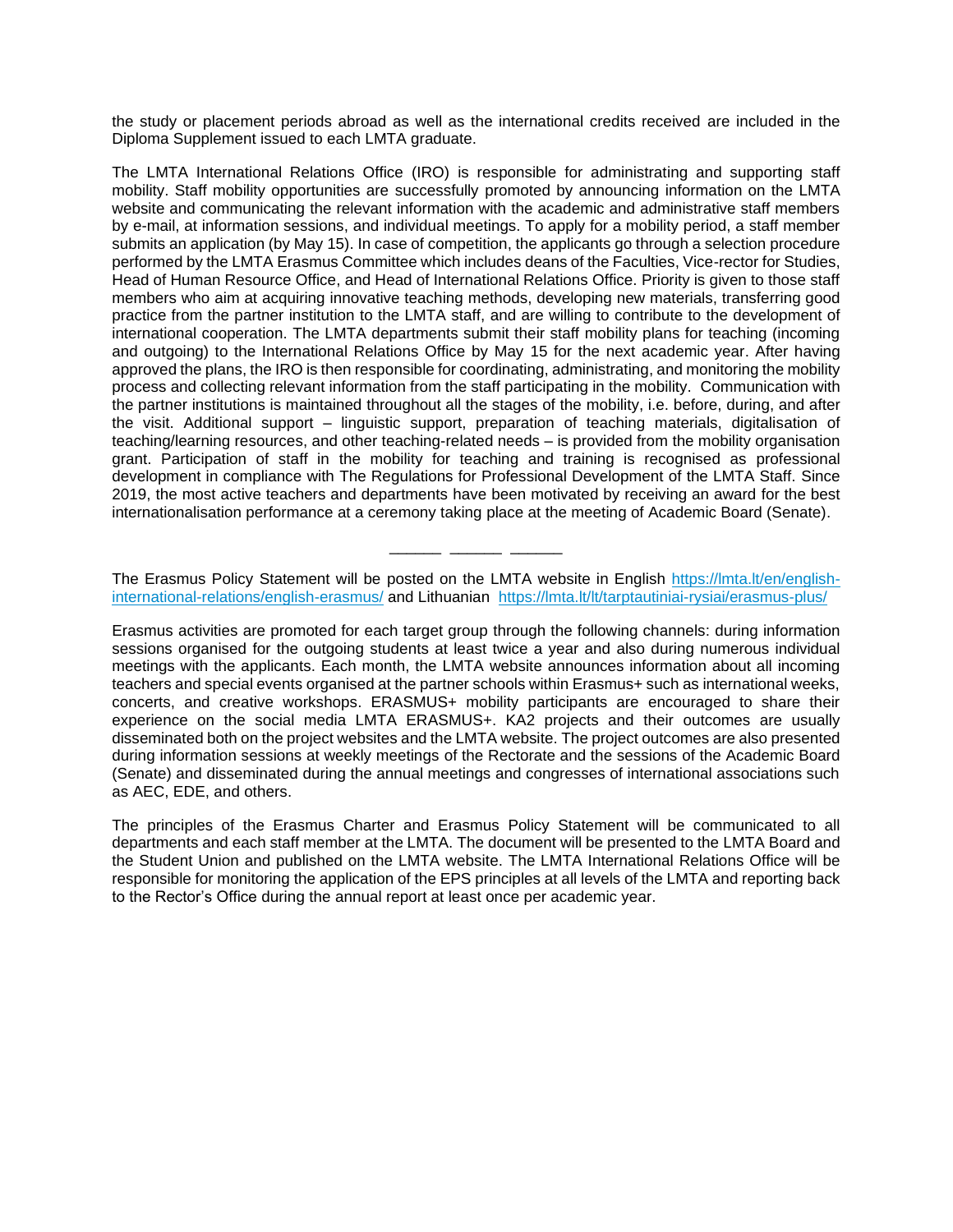the study or placement periods abroad as well as the international credits received are included in the Diploma Supplement issued to each LMTA graduate.

The LMTA International Relations Office (IRO) is responsible for administrating and supporting staff mobility. Staff mobility opportunities are successfully promoted by announcing information on the LMTA website and communicating the relevant information with the academic and administrative staff members by e-mail, at information sessions, and individual meetings. To apply for a mobility period, a staff member submits an application (by May 15). In case of competition, the applicants go through a selection procedure performed by the LMTA Erasmus Committee which includes deans of the Faculties, Vice-rector for Studies, Head of Human Resource Office, and Head of International Relations Office. Priority is given to those staff members who aim at acquiring innovative teaching methods, developing new materials, transferring good practice from the partner institution to the LMTA staff, and are willing to contribute to the development of international cooperation. The LMTA departments submit their staff mobility plans for teaching (incoming and outgoing) to the International Relations Office by May 15 for the next academic year. After having approved the plans, the IRO is then responsible for coordinating, administrating, and monitoring the mobility process and collecting relevant information from the staff participating in the mobility. Communication with the partner institutions is maintained throughout all the stages of the mobility, i.e. before, during, and after the visit. Additional support – linguistic support, preparation of teaching materials, digitalisation of teaching/learning resources, and other teaching-related needs – is provided from the mobility organisation grant. Participation of staff in the mobility for teaching and training is recognised as professional development in compliance with The Regulations for Professional Development of the LMTA Staff. Since 2019, the most active teachers and departments have been motivated by receiving an award for the best internationalisation performance at a ceremony taking place at the meeting of Academic Board (Senate).

______ ______ ______

The Erasmus Policy Statement will be posted on the LMTA website in English https://lmta.lt/en/english-international-relations/english-erasmus/ and Lithuanian https://lmta.lt/lt/tarptautiniai-rysiai/erasmus-plus/

Erasmus activities are promoted for each target group through the following channels: during information sessions organised for the outgoing students at least twice a year and also during numerous individual meetings with the applicants. Each month, the LMTA website announces information about all incoming teachers and special events organised at the partner schools within Erasmus+ such as international weeks, concerts, and creative workshops. ERASMUS+ mobility participants are encouraged to share their experience on the social media LMTA ERASMUS+. KA2 projects and their outcomes are usually disseminated both on the project websites and the LMTA website. The project outcomes are also presented during information sessions at weekly meetings of the Rectorate and the sessions of the Academic Board (Senate) and disseminated during the annual meetings and congresses of international associations such as AEC, EDE, and others.

The principles of the Erasmus Charter and Erasmus Policy Statement will be communicated to all departments and each staff member at the LMTA. The document will be presented to the LMTA Board and the Student Union and published on the LMTA website. The LMTA International Relations Office will be responsible for monitoring the application of the EPS principles at all levels of the LMTA and reporting back to the Rector's Office during the annual report at least once per academic year.